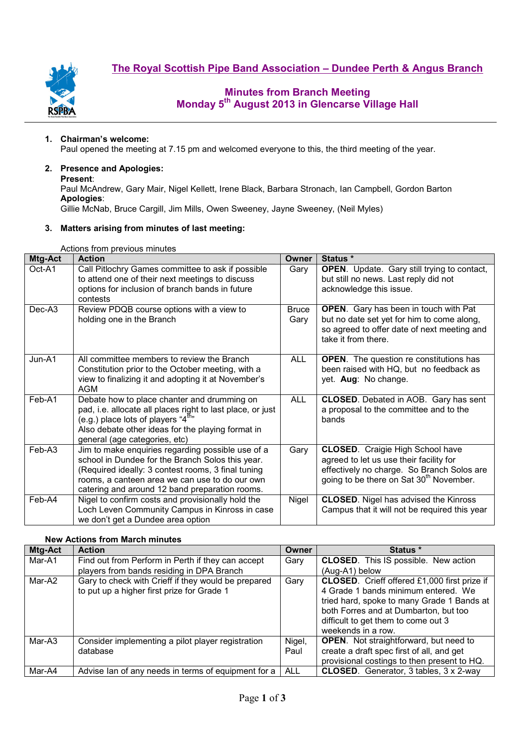# The Royal Scottish Pipe Band Association – Dundee Perth & Angus Branch

## Minutes from Branch Meeting
## Monday 5th August 2013 in Glencarse Village Hall

1. **Chairman's welcome:**
   Paul opened the meeting at 7.15 pm and welcomed everyone to this, the third meeting of the year.

2. **Presence and Apologies:**
   **Present**:
   Paul McAndrew, Gary Mair, Nigel Kellett, Irene Black, Barbara Stronach, Ian Campbell, Gordon Barton
   **Apologies**:
   Gillie McNab, Bruce Cargill, Jim Mills, Owen Sweeney, Jayne Sweeney, (Neil Myles)

3. **Matters arising from minutes of last meeting:**

Actions from previous minutes

| Mtg-Act | Action | Owner | Status * |
|---|---|---|---|
| Oct-A1 | Call Pitlochry Games committee to ask if possible to attend one of their next meetings to discuss options for inclusion of branch bands in future contests | Gary | **OPEN**. Update. Gary still trying to contact, but still no news. Last reply did not acknowledge this issue. |
| Dec-A3 | Review PDQB course options with a view to holding one in the Branch | Bruce Gary | **OPEN**. Gary has been in touch with Pat but no date set yet for him to come along, so agreed to offer date of next meeting and take it from there. |
| Jun-A1 | All committee members to review the Branch Constitution prior to the October meeting, with a view to finalizing it and adopting it at November's AGM | ALL | **OPEN**. The question re constitutions has been raised with HQ, but no feedback as yet. **Aug**: No change. |
| Feb-A1 | Debate how to place chanter and drumming on pad, i.e. allocate all places right to last place, or just (e.g.) place lots of players "4th" Also debate other ideas for the playing format in general (age categories, etc) | ALL | **CLOSED**. Debated in AOB. Gary has sent a proposal to the committee and to the bands |
| Feb-A3 | Jim to make enquiries regarding possible use of a school in Dundee for the Branch Solos this year. (Required ideally: 3 contest rooms, 3 final tuning rooms, a canteen area we can use to do our own catering and around 12 band preparation rooms. | Gary | **CLOSED**. Craigie High School have agreed to let us use their facility for effectively no charge. So Branch Solos are going to be there on Sat 30th November. |
| Feb-A4 | Nigel to confirm costs and provisionally hold the Loch Leven Community Campus in Kinross in case we don't get a Dundee area option | Nigel | **CLOSED**. Nigel has advised the Kinross Campus that it will not be required this year |

**New Actions from March minutes**

| Mtg-Act | Action | Owner | Status * |
|---|---|---|---|
| Mar-A1 | Find out from Perform in Perth if they can accept players from bands residing in DPA Branch | Gary | **CLOSED**. This IS possible. New action (Aug-A1) below |
| Mar-A2 | Gary to check with Crieff if they would be prepared to put up a higher first prize for Grade 1 | Gary | **CLOSED**. Crieff offered £1,000 first prize if 4 Grade 1 bands minimum entered. We tried hard, spoke to many Grade 1 Bands at both Forres and at Dumbarton, but too difficult to get them to come out 3 weekends in a row. |
| Mar-A3 | Consider implementing a pilot player registration database | Nigel, Paul | **OPEN**. Not straightforward, but need to create a draft spec first of all, and get provisional costings to then present to HQ. |
| Mar-A4 | Advise Ian of any needs in terms of equipment for a | ALL | **CLOSED**. Generator, 3 tables, 3 x 2-way |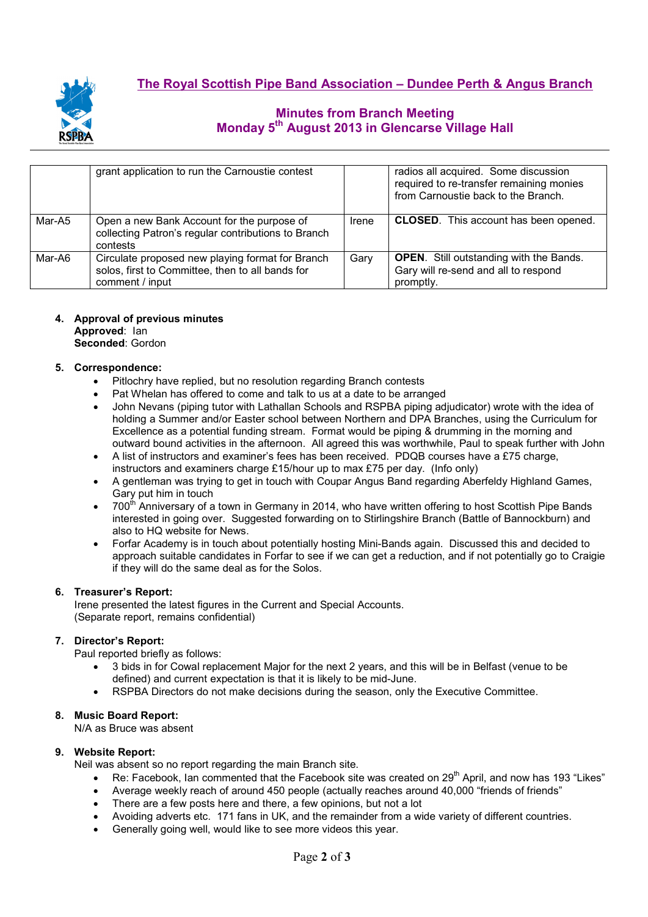## The Royal Scottish Pipe Band Association – Dundee Perth & Angus Branch

### Minutes from Branch Meeting
### Monday 5th August 2013 in Glencarse Village Hall

| | | | |
|---|---|---|---|
| | grant application to run the Carnoustie contest | | radios all acquired. Some discussion required to re-transfer remaining monies from Carnoustie back to the Branch. |
| Mar-A5 | Open a new Bank Account for the purpose of collecting Patron's regular contributions to Branch contests | Irene | **CLOSED**. This account has been opened. |
| Mar-A6 | Circulate proposed new playing format for Branch solos, first to Committee, then to all bands for comment / input | Gary | **OPEN**. Still outstanding with the Bands. Gary will re-send and all to respond promptly. |

4. **Approval of previous minutes**
   **Approved**: Ian
   **Seconded**: Gordon

5. **Correspondence:**
   - Pitlochry have replied, but no resolution regarding Branch contests
   - Pat Whelan has offered to come and talk to us at a date to be arranged
   - John Nevans (piping tutor with Lathallan Schools and RSPBA piping adjudicator) wrote with the idea of holding a Summer and/or Easter school between Northern and DPA Branches, using the Curriculum for Excellence as a potential funding stream. Format would be piping & drumming in the morning and outward bound activities in the afternoon. All agreed this was worthwhile, Paul to speak further with John
   - A list of instructors and examiner's fees has been received. PDQB courses have a £75 charge, instructors and examiners charge £15/hour up to max £75 per day. (Info only)
   - A gentleman was trying to get in touch with Coupar Angus Band regarding Aberfeldy Highland Games, Gary put him in touch
   - 700th Anniversary of a town in Germany in 2014, who have written offering to host Scottish Pipe Bands interested in going over. Suggested forwarding on to Stirlingshire Branch (Battle of Bannockburn) and also to HQ website for News.
   - Forfar Academy is in touch about potentially hosting Mini-Bands again. Discussed this and decided to approach suitable candidates in Forfar to see if we can get a reduction, and if not potentially go to Craigie if they will do the same deal as for the Solos.

6. **Treasurer's Report:**
   Irene presented the latest figures in the Current and Special Accounts.
   (Separate report, remains confidential)

7. **Director's Report:**
   Paul reported briefly as follows:
   - 3 bids in for Cowal replacement Major for the next 2 years, and this will be in Belfast (venue to be defined) and current expectation is that it is likely to be mid-June.
   - RSPBA Directors do not make decisions during the season, only the Executive Committee.

8. **Music Board Report:**
   N/A as Bruce was absent

9. **Website Report:**
   Neil was absent so no report regarding the main Branch site.
   - Re: Facebook, Ian commented that the Facebook site was created on 29th April, and now has 193 "Likes"
   - Average weekly reach of around 450 people (actually reaches around 40,000 "friends of friends"
   - There are a few posts here and there, a few opinions, but not a lot
   - Avoiding adverts etc. 171 fans in UK, and the remainder from a wide variety of different countries.
   - Generally going well, would like to see more videos this year.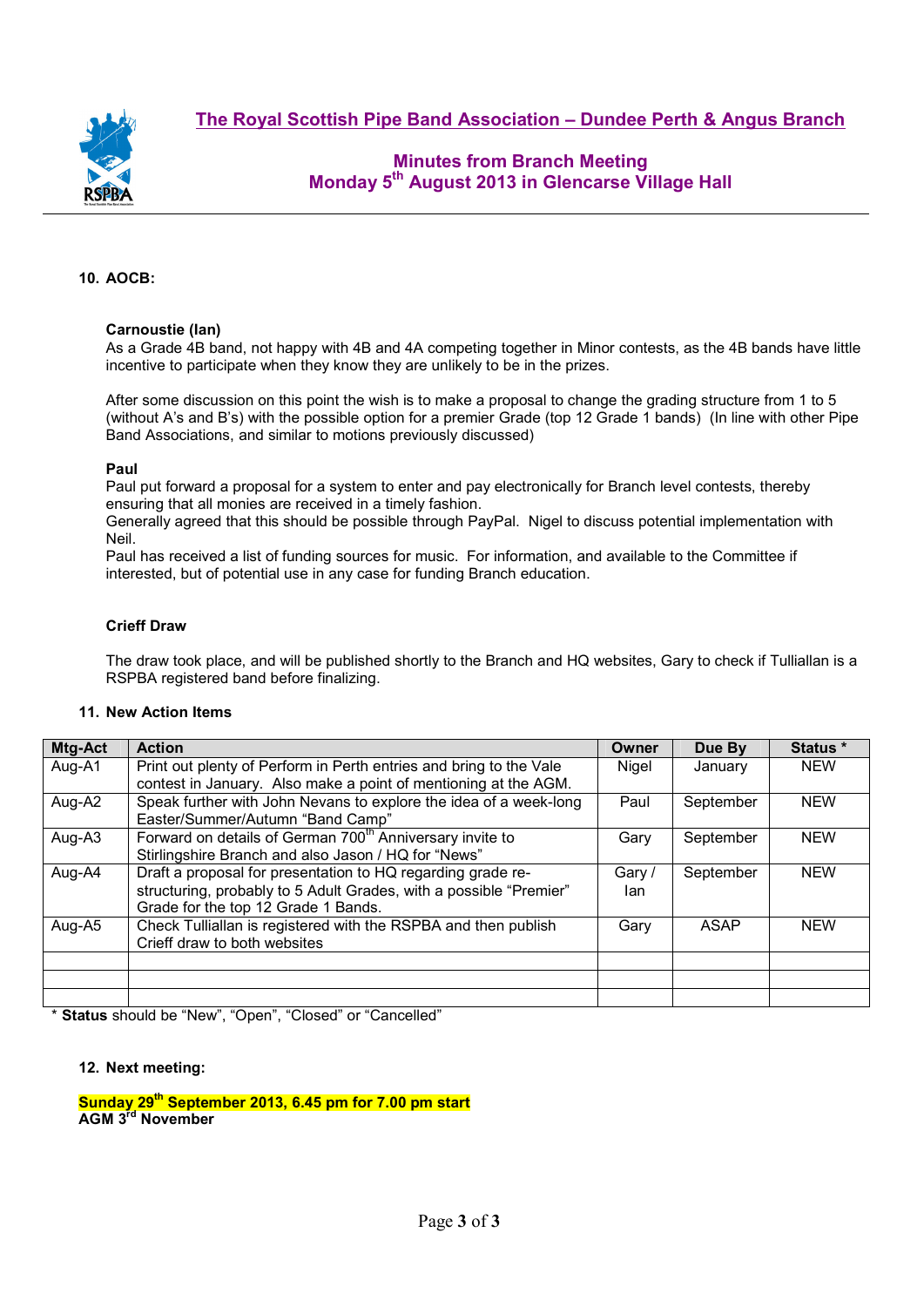# The Royal Scottish Pipe Band Association – Dundee Perth & Angus Branch

## Minutes from Branch Meeting
## Monday 5th August 2013 in Glencarse Village Hall

### 10. AOCB:

**Carnoustie (Ian)**
As a Grade 4B band, not happy with 4B and 4A competing together in Minor contests, as the 4B bands have little incentive to participate when they know they are unlikely to be in the prizes.

After some discussion on this point the wish is to make a proposal to change the grading structure from 1 to 5 (without A's and B's) with the possible option for a premier Grade (top 12 Grade 1 bands) (In line with other Pipe Band Associations, and similar to motions previously discussed)

**Paul**
Paul put forward a proposal for a system to enter and pay electronically for Branch level contests, thereby ensuring that all monies are received in a timely fashion.
Generally agreed that this should be possible through PayPal. Nigel to discuss potential implementation with Neil.
Paul has received a list of funding sources for music. For information, and available to the Committee if interested, but of potential use in any case for funding Branch education.

**Crieff Draw**

The draw took place, and will be published shortly to the Branch and HQ websites, Gary to check if Tulliallan is a RSPBA registered band before finalizing.

### 11. New Action Items

| Mtg-Act | Action | Owner | Due By | Status * |
|---|---|---|---|---|
| Aug-A1 | Print out plenty of Perform in Perth entries and bring to the Vale contest in January. Also make a point of mentioning at the AGM. | Nigel | January | NEW |
| Aug-A2 | Speak further with John Nevans to explore the idea of a week-long Easter/Summer/Autumn "Band Camp" | Paul | September | NEW |
| Aug-A3 | Forward on details of German 700th Anniversary invite to Stirlingshire Branch and also Jason / HQ for "News" | Gary | September | NEW |
| Aug-A4 | Draft a proposal for presentation to HQ regarding grade re-structuring, probably to 5 Adult Grades, with a possible "Premier" Grade for the top 12 Grade 1 Bands. | Gary / Ian | September | NEW |
| Aug-A5 | Check Tulliallan is registered with the RSPBA and then publish Crieff draw to both websites | Gary | ASAP | NEW |
| | | | | |
| | | | | |
| | | | | |

\* **Status** should be "New", "Open", "Closed" or "Cancelled"

### 12. Next meeting:

**Sunday 29th September 2013, 6.45 pm for 7.00 pm start**
**AGM 3rd November**